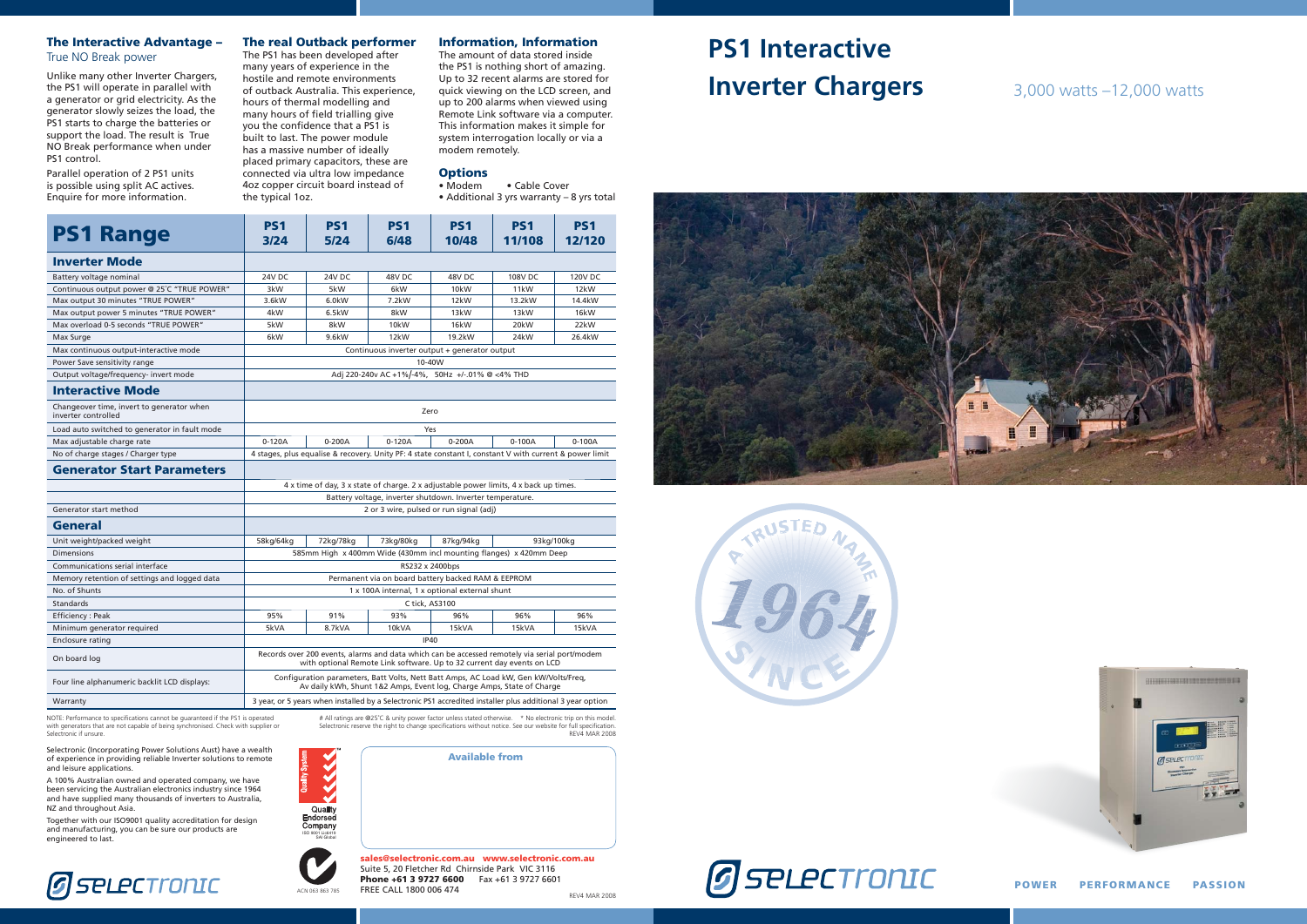# PS1 Interactive Inverter Chargers

3,000 watts –12,000 watts

### The Interactive Advantage – True NO Break power

Unlike many other Inverter Chargers, the PS1 will operate in parallel with a generator or grid electricity. As the generator slowly seizes the load, the PS1 starts to charge the batteries or support the load. The result is True NO Break performance when under PS1 control.

Parallel operation of 2 PS1 units is possible using split AC actives. Enquire for more information.

### The real Outback performer

The PS1 has been developed after many years of experience in the hostile and remote environments of outback Australia. This experience, hours of thermal modelling and many hours of field trialling give you the confidence that a PS1 is built to last. The power module has a massive number of ideally placed primary capacitors, these are connected via ultra low impedance 4oz copper circuit board instead of the typical 1oz.

### Information, Information

The amount of data stored inside the PS1 is nothing short of amazing. Up to 32 recent alarms are stored for quick viewing on the LCD screen, and up to 200 alarms when viewed using Remote Link software via a computer. This information makes it simple for system interrogation locally or via a modem remotely.

### Options

- Modem
- Cable Cover
- Additional 3 yrs warranty – 8 yrs total

## PS1 Range

| PS1 Range | PS1 3/24 | PS1 5/24 | PS1 6/48 | PS1 10/48 | PS1 11/108 | PS1 12/120 |
|---|---|---|---|---|---|---|
| **Inverter Mode** | | | | | | |
| Battery voltage nominal | 24V DC | 24V DC | 48V DC | 48V DC | 108V DC | 120V DC |
| Continuous output power @ 25°C "TRUE POWER" | 3kW | 5kW | 6kW | 10kW | 11kW | 12kW |
| Max output 30 minutes "TRUE POWER" | 3.6kW | 6.0kW | 7.2kW | 12kW | 13.2kW | 14.4kW |
| Max output power 5 minutes "TRUE POWER" | 4kW | 6.5kW | 8kW | 13kW | 13kW | 16kW |
| Max overload 0-5 seconds "TRUE POWER" | 5kW | 8kW | 10kW | 16kW | 20kW | 22kW |
| Max Surge | 6kW | 9.6kW | 12kW | 19.2kW | 24kW | 26.4kW |
| Max continuous output-interactive mode | Continuous inverter output + generator output | | | | | |
| Power Save sensitivity range | 10-40W | | | | | |
| Output voltage/frequency- invert mode | Adj 220-240v AC +1%/-4%, 50Hz +/-.01% @ <4% THD | | | | | |
| **Interactive Mode** | | | | | | |
| Changeover time, invert to generator when inverter controlled | Zero | | | | | |
| Load auto switched to generator in fault mode | Yes | | | | | |
| Max adjustable charge rate | 0-120A | 0-200A | 0-120A | 0-200A | 0-100A | 0-100A |
| No of charge stages / Charger type | 4 stages, plus equalise & recovery. Unity PF: 4 state constant I, constant V with current & power limit | | | | | |
| **Generator Start Parameters** | | | | | | |
| | 4 x time of day, 3 x state of charge. 2 x adjustable power limits, 4 x back up times. | | | | | |
| | Battery voltage, inverter shutdown. Inverter temperature. | | | | | |
| Generator start method | 2 or 3 wire, pulsed or run signal (adj) | | | | | |
| **General** | | | | | | |
| Unit weight/packed weight | 58kg/64kg | 72kg/78kg | 73kg/80kg | 87kg/94kg | 93kg/100kg | |
| Dimensions | 585mm High x 400mm Wide (430mm incl mounting flanges) x 420mm Deep | | | | | |
| Communications serial interface | RS232 x 2400bps | | | | | |
| Memory retention of settings and logged data | Permanent via on board battery backed RAM & EEPROM | | | | | |
| No. of Shunts | 1 x 100A internal, 1 x optional external shunt | | | | | |
| Standards | C tick, AS3100 | | | | | |
| Efficiency : Peak | 95% | 91% | 93% | 96% | 96% | 96% |
| Minimum generator required | 5kVA | 8.7kVA | 10kVA | 15kVA | 15kVA | 15kVA |
| Enclosure rating | IP40 | | | | | |
| On board log | Records over 200 events, alarms and data which can be accessed remotely via serial port/modem with optional Remote Link software. Up to 32 current day events on LCD | | | | | |
| Four line alphanumeric backlit LCD displays: | Configuration parameters, Batt Volts, Nett Batt Amps, AC Load kW, Gen kW/Volts/Freq, Av daily kWh, Shunt 1&2 Amps, Event log, Charge Amps, State of Charge | | | | | |
| Warranty | 3 year, or 5 years when installed by a Selectronic PS1 accredited installer plus additional 3 year option | | | | | |

NOTE: Performance to specifications cannot be guaranteed if the PS1 is operated with generators that are not capable of being synchronised. Check with supplier or Selectronic if unsure.

# All ratings are @25°C & unity power factor unless stated otherwise. * No electronic trip on this model. Selectronic reserve the right to change specifications without notice. See our website for full specification.
REV4 MAR 2008

Selectronic (Incorporating Power Solutions Aust) have a wealth of experience in providing reliable Inverter solutions to remote and leisure applications.

A 100% Australian owned and operated company, we have been servicing the Australian electronics industry since 1964 and have supplied many thousands of inverters to Australia, NZ and throughout Asia.

Together with our ISO9001 quality accreditation for design and manufacturing, you can be sure our products are engineered to last.

Quality Endorsed Company ISO 9001 Lic4419 SAI Global

ACN 063 863 785

**Available from**

**sales@selectronic.com.au www.selectronic.com.au**
Suite 5, 20 Fletcher Rd Chirnside Park VIC 3116
**Phone +61 3 9727 6600** Fax +61 3 9727 6601
FREE CALL 1800 006 474

REV4 MAR 2008

A TRUSTED NAME SINCE 1964

SELECTRONIC

POWER PERFORMANCE PASSION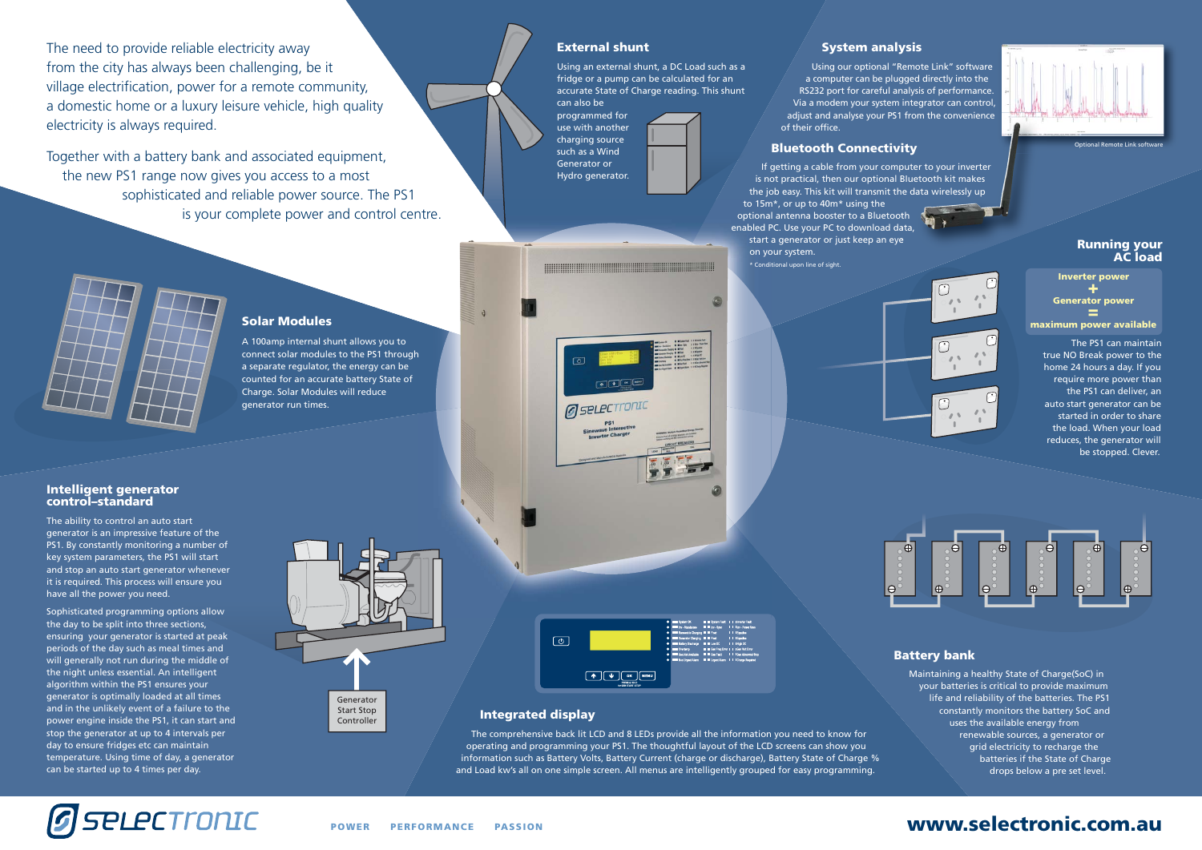The need to provide reliable electricity away from the city has always been challenging, be it village electrification, power for a remote community, a domestic home or a luxury leisure vehicle, high quality electricity is always required.

Together with a battery bank and associated equipment, the new PS1 range now gives you access to a most sophisticated and reliable power source. The PS1 is your complete power and control centre.

## External shunt

Using an external shunt, a DC Load such as a fridge or a pump can be calculated for an accurate State of Charge reading. This shunt can also be programmed for use with another charging source such as a Wind Generator or Hydro generator.

## System analysis

Using our optional "Remote Link" software a computer can be plugged directly into the RS232 port for careful analysis of performance. Via a modem your system integrator can control, adjust and analyse your PS1 from the convenience of their office.

Optional Remote Link software

## Bluetooth Connectivity

If getting a cable from your computer to your inverter is not practical, then our optional Bluetooth kit makes the job easy. This kit will transmit the data wirelessly up to 15m*, or up to 40m* using the optional antenna booster to a Bluetooth enabled PC. Use your PC to download data, start a generator or just keep an eye on your system.

\* Conditional upon line of sight.

## Solar Modules

A 100amp internal shunt allows you to connect solar modules to the PS1 through a separate regulator, the energy can be counted for an accurate battery State of Charge. Solar Modules will reduce generator run times.

## Running your AC load

**Inverter power**
**+**
**Generator power**
**=**
**maximum power available**

The PS1 can maintain true NO Break power to the home 24 hours a day. If you require more power than the PS1 can deliver, an auto start generator can be started in order to share the load. When your load reduces, the generator will be stopped. Clever.

## Intelligent generator control–standard

The ability to control an auto start generator is an impressive feature of the PS1. By constantly monitoring a number of key system parameters, the PS1 will start and stop an auto start generator whenever it is required. This process will ensure you have all the power you need.

Sophisticated programming options allow the day to be split into three sections, ensuring your generator is started at peak periods of the day such as meal times and will generally not run during the middle of the night unless essential. An intelligent algorithm within the PS1 ensures your generator is optimally loaded at all times and in the unlikely event of a failure to the power engine inside the PS1, it can start and stop the generator at up to 4 intervals per day to ensure fridges etc can maintain temperature. Using time of day, a generator can be started up to 4 times per day.

Generator Start Stop Controller

## Integrated display

The comprehensive back lit LCD and 8 LEDs provide all the information you need to know for operating and programming your PS1. The thoughtful layout of the LCD screens can show you information such as Battery Volts, Battery Current (charge or discharge), Battery State of Charge % and Load kw's all on one simple screen. All menus are intelligently grouped for easy programming.

## Battery bank

Maintaining a healthy State of Charge(SoC) in your batteries is critical to provide maximum life and reliability of the batteries. The PS1 constantly monitors the battery SoC and uses the available energy from renewable sources, a generator or grid electricity to recharge the batteries if the State of Charge drops below a pre set level.

selectronic

POWER PERFORMANCE PASSION

www.selectronic.com.au